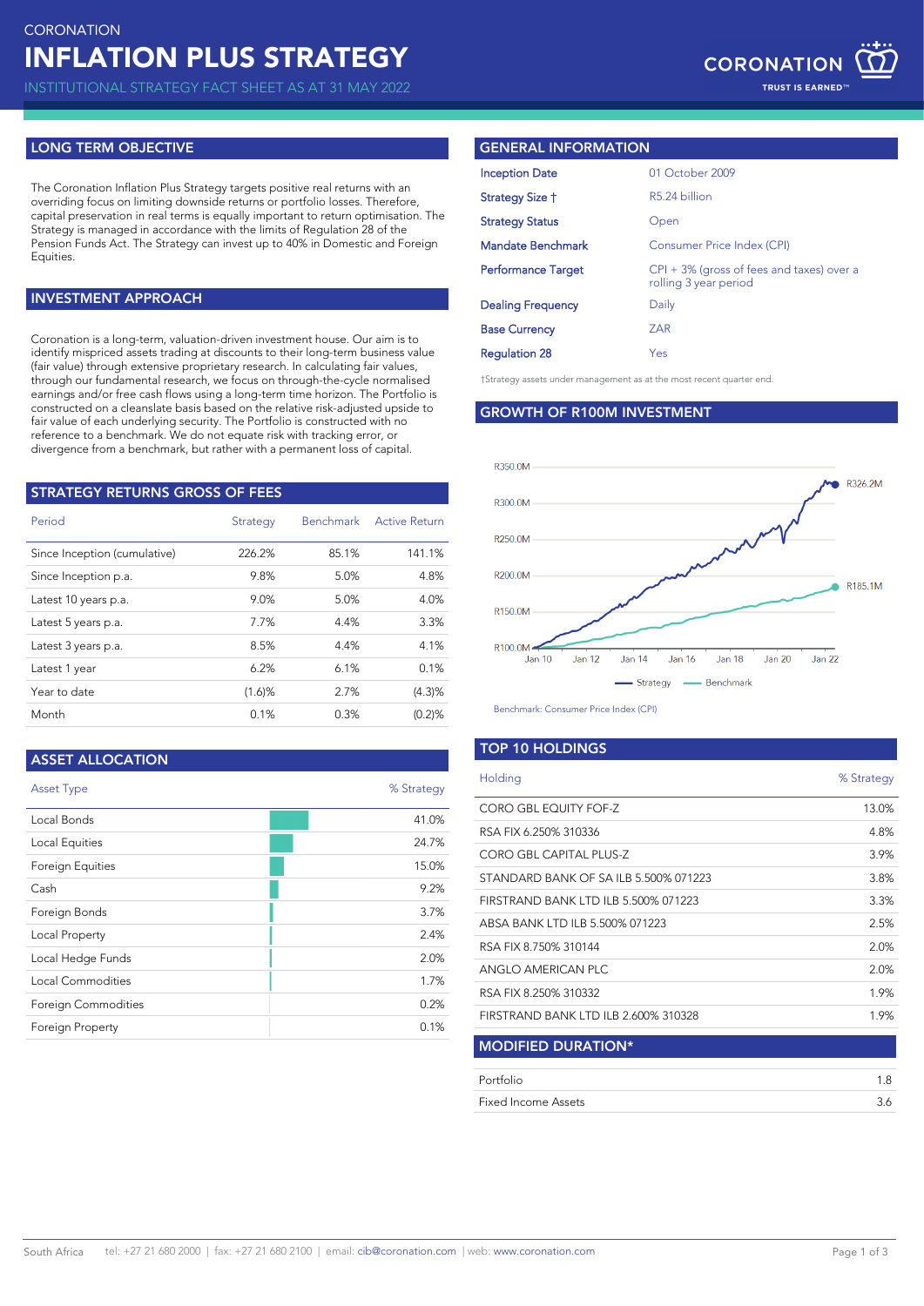CORONATION

# INFLATION PLUS STRATEGY

INSTITUTIONAL STRATEGY FACT SHEET AS AT 31 MAY 2022

CORONATION
TRUST IS EARNED™

## LONG TERM OBJECTIVE

The Coronation Inflation Plus Strategy targets positive real returns with an overriding focus on limiting downside returns or portfolio losses. Therefore, capital preservation in real terms is equally important to return optimisation. The Strategy is managed in accordance with the limits of Regulation 28 of the Pension Funds Act. The Strategy can invest up to 40% in Domestic and Foreign Equities.

## INVESTMENT APPROACH

Coronation is a long-term, valuation-driven investment house. Our aim is to identify mispriced assets trading at discounts to their long-term business value (fair value) through extensive proprietary research. In calculating fair values, through our fundamental research, we focus on through-the-cycle normalised earnings and/or free cash flows using a long-term time horizon. The Portfolio is constructed on a cleanslate basis based on the relative risk-adjusted upside to fair value of each underlying security. The Portfolio is constructed with no reference to a benchmark. We do not equate risk with tracking error, or divergence from a benchmark, but rather with a permanent loss of capital.

## STRATEGY RETURNS GROSS OF FEES

| Period | Strategy | Benchmark | Active Return |
|---|---|---|---|
| Since Inception (cumulative) | 226.2% | 85.1% | 141.1% |
| Since Inception p.a. | 9.8% | 5.0% | 4.8% |
| Latest 10 years p.a. | 9.0% | 5.0% | 4.0% |
| Latest 5 years p.a. | 7.7% | 4.4% | 3.3% |
| Latest 3 years p.a. | 8.5% | 4.4% | 4.1% |
| Latest 1 year | 6.2% | 6.1% | 0.1% |
| Year to date | (1.6)% | 2.7% | (4.3)% |
| Month | 0.1% | 0.3% | (0.2)% |

## ASSET ALLOCATION

| Asset Type | % Strategy |
|---|---|
| Local Bonds | 41.0% |
| Local Equities | 24.7% |
| Foreign Equities | 15.0% |
| Cash | 9.2% |
| Foreign Bonds | 3.7% |
| Local Property | 2.4% |
| Local Hedge Funds | 2.0% |
| Local Commodities | 1.7% |
| Foreign Commodities | 0.2% |
| Foreign Property | 0.1% |

## GENERAL INFORMATION

| | |
|---|---|
| Inception Date | 01 October 2009 |
| Strategy Size † | R5.24 billion |
| Strategy Status | Open |
| Mandate Benchmark | Consumer Price Index (CPI) |
| Performance Target | CPI + 3% (gross of fees and taxes) over a rolling 3 year period |
| Dealing Frequency | Daily |
| Base Currency | ZAR |
| Regulation 28 | Yes |

†Strategy assets under management as at the most recent quarter end.

## GROWTH OF R100M INVESTMENT

Strategy: R326.2M; Benchmark: R185.1M

Benchmark: Consumer Price Index (CPI)

## TOP 10 HOLDINGS

| Holding | % Strategy |
|---|---|
| CORO GBL EQUITY FOF-Z | 13.0% |
| RSA FIX 6.250% 310336 | 4.8% |
| CORO GBL CAPITAL PLUS-Z | 3.9% |
| STANDARD BANK OF SA ILB 5.500% 071223 | 3.8% |
| FIRSTRAND BANK LTD ILB 5.500% 071223 | 3.3% |
| ABSA BANK LTD ILB 5.500% 071223 | 2.5% |
| RSA FIX 8.750% 310144 | 2.0% |
| ANGLO AMERICAN PLC | 2.0% |
| RSA FIX 8.250% 310332 | 1.9% |
| FIRSTRAND BANK LTD ILB 2.600% 310328 | 1.9% |

## MODIFIED DURATION*

| | |
|---|---|
| Portfolio | 1.8 |
| Fixed Income Assets | 3.6 |

South Africa tel: +27 21 680 2000 | fax: +27 21 680 2100 | email: cib@coronation.com | web: www.coronation.com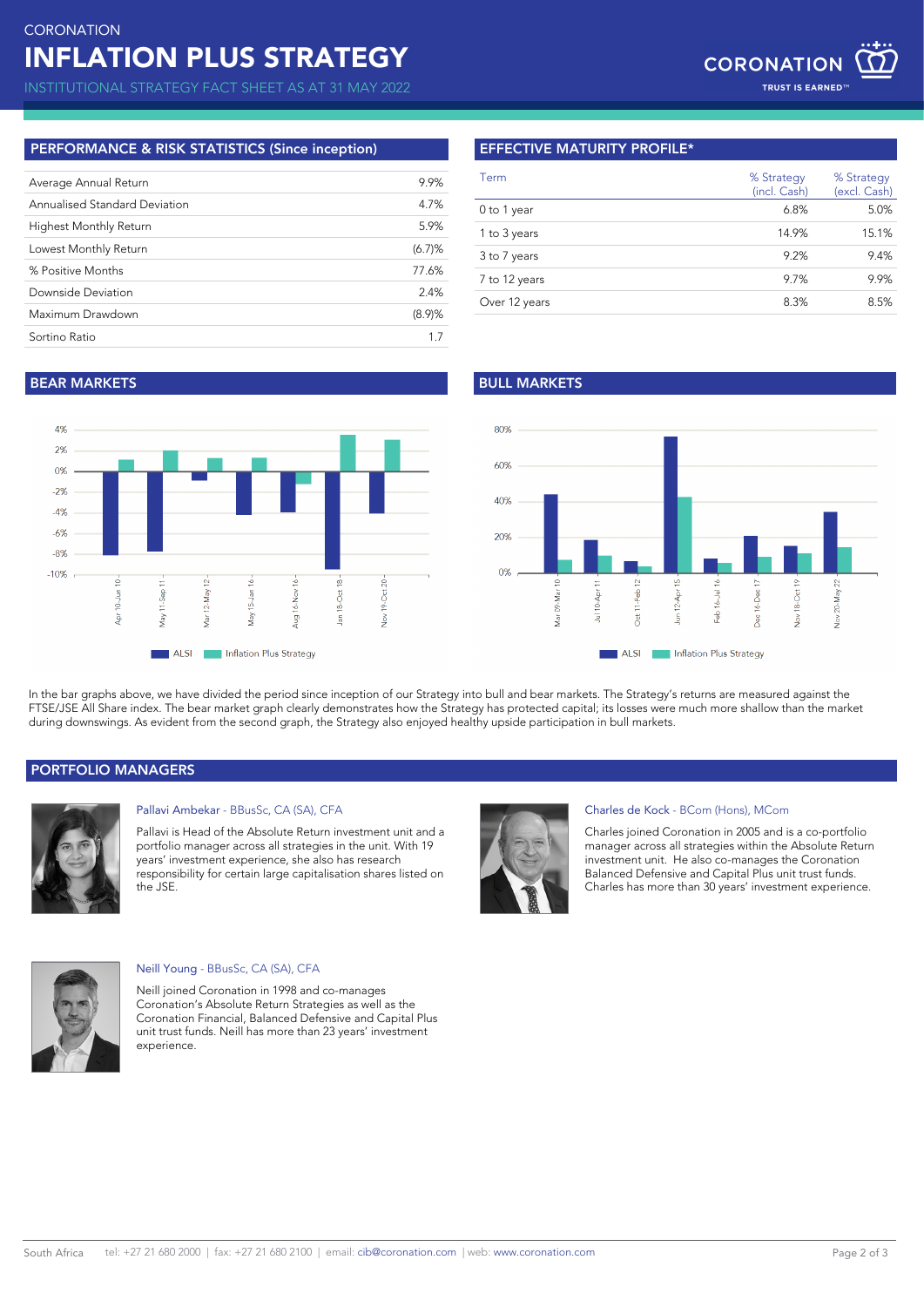# CORONATION
# INFLATION PLUS STRATEGY
INSTITUTIONAL STRATEGY FACT SHEET AS AT 31 MAY 2022

## PERFORMANCE & RISK STATISTICS (Since inception)

| | |
|---|---|
| Average Annual Return | 9.9% |
| Annualised Standard Deviation | 4.7% |
| Highest Monthly Return | 5.9% |
| Lowest Monthly Return | (6.7)% |
| % Positive Months | 77.6% |
| Downside Deviation | 2.4% |
| Maximum Drawdown | (8.9)% |
| Sortino Ratio | 1.7 |

## EFFECTIVE MATURITY PROFILE*

| Term | % Strategy (incl. Cash) | % Strategy (excl. Cash) |
|---|---|---|
| 0 to 1 year | 6.8% | 5.0% |
| 1 to 3 years | 14.9% | 15.1% |
| 3 to 7 years | 9.2% | 9.4% |
| 7 to 12 years | 9.7% | 9.9% |
| Over 12 years | 8.3% | 8.5% |

## BEAR MARKETS

## BULL MARKETS

In the bar graphs above, we have divided the period since inception of our Strategy into bull and bear markets. The Strategy's returns are measured against the FTSE/JSE All Share index. The bear market graph clearly demonstrates how the Strategy has protected capital; its losses were much more shallow than the market during downswings. As evident from the second graph, the Strategy also enjoyed healthy upside participation in bull markets.

## PORTFOLIO MANAGERS

**Pallavi Ambekar** - BBusSc, CA (SA), CFA

Pallavi is Head of the Absolute Return investment unit and a portfolio manager across all strategies in the unit. With 19 years' investment experience, she also has research responsibility for certain large capitalisation shares listed on the JSE.

**Charles de Kock** - BCom (Hons), MCom

Charles joined Coronation in 2005 and is a co-portfolio manager across all strategies within the Absolute Return investment unit. He also co-manages the Coronation Balanced Defensive and Capital Plus unit trust funds. Charles has more than 30 years' investment experience.

**Neill Young** - BBusSc, CA (SA), CFA

Neill joined Coronation in 1998 and co-manages Coronation's Absolute Return Strategies as well as the Coronation Financial, Balanced Defensive and Capital Plus unit trust funds. Neill has more than 23 years' investment experience.

South Africa tel: +27 21 680 2000 | fax: +27 21 680 2100 | email: cib@coronation.com | web: www.coronation.com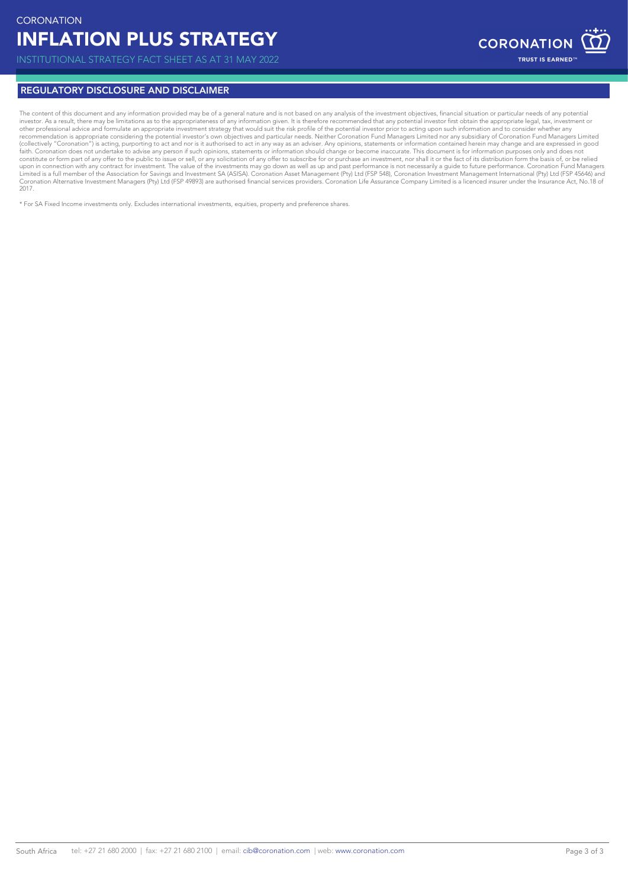## REGULATORY DISCLOSURE AND DISCLAIMER

The content of this document and any information provided may be of a general nature and is not based on any analysis of the investment objectives, financial situation or particular needs of any potential investor. As a result, there may be limitations as to the appropriateness of any information given. It is therefore recommended that any potential investor first obtain the appropriate legal, tax, investment or other professional advice and formulate an appropriate investment strategy that would suit the risk profile of the potential investor prior to acting upon such information and to consider whether any recommendation is appropriate considering the potential investor's own objectives and particular needs. Neither Coronation Fund Managers Limited nor any subsidiary of Coronation Fund Managers Limited (collectively "Coronation") is acting, purporting to act and nor is it authorised to act in any way as an adviser. Any opinions, statements or information contained herein may change and are expressed in good faith. Coronation does not undertake to advise any person if such opinions, statements or information should change or become inaccurate. This document is for information purposes only and does not constitute or form part of any offer to the public to issue or sell, or any solicitation of any offer to subscribe for or purchase an investment, nor shall it or the fact of its distribution form the basis of, or be relied upon in connection with any contract for investment. The value of the investments may go down as well as up and past performance is not necessarily a guide to future performance. Coronation Fund Managers Limited is a full member of the Association for Savings and Investment SA (ASISA). Coronation Asset Management (Pty) Ltd (FSP 548), Coronation Investment Management International (Pty) Ltd (FSP 45646) and Coronation Alternative Investment Managers (Pty) Ltd (FSP 49893) are authorised financial services providers. Coronation Life Assurance Company Limited is a licenced insurer under the Insurance Act, No.18 of 2017.

* For SA Fixed Income investments only. Excludes international investments, equities, property and preference shares.